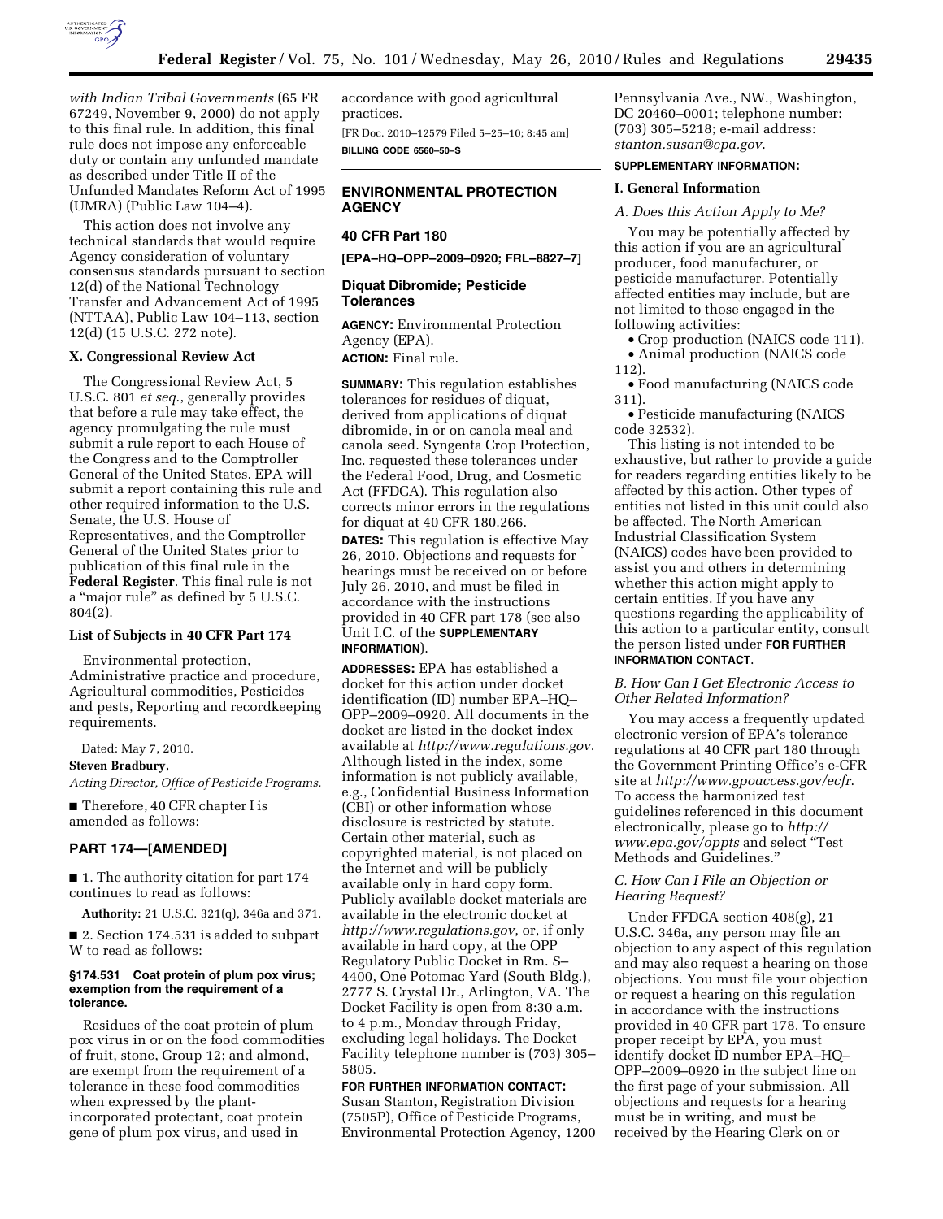*with Indian Tribal Governments* (65 FR 67249, November 9, 2000) do not apply to this final rule. In addition, this final rule does not impose any enforceable duty or contain any unfunded mandate as described under Title II of the Unfunded Mandates Reform Act of 1995 (UMRA) (Public Law 104–4).

This action does not involve any technical standards that would require Agency consideration of voluntary consensus standards pursuant to section 12(d) of the National Technology Transfer and Advancement Act of 1995 (NTTAA), Public Law 104–113, section 12(d) (15 U.S.C. 272 note).

### X. Congressional Review Act

The Congressional Review Act, 5 U.S.C. 801 *et seq.*, generally provides that before a rule may take effect, the agency promulgating the rule must submit a rule report to each House of the Congress and to the Comptroller General of the United States. EPA will submit a report containing this rule and other required information to the U.S. Senate, the U.S. House of Representatives, and the Comptroller General of the United States prior to publication of this final rule in the **Federal Register**. This final rule is not a "major rule" as defined by 5 U.S.C. 804(2).

### List of Subjects in 40 CFR Part 174

Environmental protection, Administrative practice and procedure, Agricultural commodities, Pesticides and pests, Reporting and recordkeeping requirements.

Dated: May 7, 2010.

**Steven Bradbury,**

*Acting Director, Office of Pesticide Programs.*

■ Therefore, 40 CFR chapter I is amended as follows:

## PART 174—[AMENDED]

■ 1. The authority citation for part 174 continues to read as follows:

**Authority:** 21 U.S.C. 321(q), 346a and 371.

■ 2. Section 174.531 is added to subpart W to read as follows:

**§174.531 Coat protein of plum pox virus; exemption from the requirement of a tolerance.**

Residues of the coat protein of plum pox virus in or on the food commodities of fruit, stone, Group 12; and almond, are exempt from the requirement of a tolerance in these food commodities when expressed by the plant-incorporated protectant, coat protein gene of plum pox virus, and used in accordance with good agricultural practices.

[FR Doc. 2010–12579 Filed 5–25–10; 8:45 am]

**BILLING CODE 6560–50–S**

---

## ENVIRONMENTAL PROTECTION AGENCY

### 40 CFR Part 180

**[EPA–HQ–OPP–2009–0920; FRL–8827–7]**

## Diquat Dibromide; Pesticide Tolerances

**AGENCY:** Environmental Protection Agency (EPA).

**ACTION:** Final rule.

**SUMMARY:** This regulation establishes tolerances for residues of diquat, derived from applications of diquat dibromide, in or on canola meal and canola seed. Syngenta Crop Protection, Inc. requested these tolerances under the Federal Food, Drug, and Cosmetic Act (FFDCA). This regulation also corrects minor errors in the regulations for diquat at 40 CFR 180.266.

**DATES:** This regulation is effective May 26, 2010. Objections and requests for hearings must be received on or before July 26, 2010, and must be filed in accordance with the instructions provided in 40 CFR part 178 (see also Unit I.C. of the **SUPPLEMENTARY INFORMATION**).

**ADDRESSES:** EPA has established a docket for this action under docket identification (ID) number EPA–HQ–OPP–2009–0920. All documents in the docket are listed in the docket index available at *http://www.regulations.gov*. Although listed in the index, some information is not publicly available, e.g., Confidential Business Information (CBI) or other information whose disclosure is restricted by statute. Certain other material, such as copyrighted material, is not placed on the Internet and will be publicly available only in hard copy form. Publicly available docket materials are available in the electronic docket at *http://www.regulations.gov*, or, if only available in hard copy, at the OPP Regulatory Public Docket in Rm. S–4400, One Potomac Yard (South Bldg.), 2777 S. Crystal Dr., Arlington, VA. The Docket Facility is open from 8:30 a.m. to 4 p.m., Monday through Friday, excluding legal holidays. The Docket Facility telephone number is (703) 305–5805.

**FOR FURTHER INFORMATION CONTACT:** Susan Stanton, Registration Division (7505P), Office of Pesticide Programs, Environmental Protection Agency, 1200 Pennsylvania Ave., NW., Washington, DC 20460–0001; telephone number: (703) 305–5218; e-mail address: *stanton.susan@epa.gov*.

**SUPPLEMENTARY INFORMATION:**

### I. General Information

*A. Does this Action Apply to Me?*

You may be potentially affected by this action if you are an agricultural producer, food manufacturer, or pesticide manufacturer. Potentially affected entities may include, but are not limited to those engaged in the following activities:

- Crop production (NAICS code 111).
- Animal production (NAICS code 112).
- Food manufacturing (NAICS code 311).
- Pesticide manufacturing (NAICS code 32532).

This listing is not intended to be exhaustive, but rather to provide a guide for readers regarding entities likely to be affected by this action. Other types of entities not listed in this unit could also be affected. The North American Industrial Classification System (NAICS) codes have been provided to assist you and others in determining whether this action might apply to certain entities. If you have any questions regarding the applicability of this action to a particular entity, consult the person listed under **FOR FURTHER INFORMATION CONTACT**.

*B. How Can I Get Electronic Access to Other Related Information?*

You may access a frequently updated electronic version of EPA's tolerance regulations at 40 CFR part 180 through the Government Printing Office's e-CFR site at *http://www.gpoaccess.gov/ecfr*. To access the harmonized test guidelines referenced in this document electronically, please go to *http://www.epa.gov/oppts* and select "Test Methods and Guidelines."

*C. How Can I File an Objection or Hearing Request?*

Under FFDCA section 408(g), 21 U.S.C. 346a, any person may file an objection to any aspect of this regulation and may also request a hearing on those objections. You must file your objection or request a hearing on this regulation in accordance with the instructions provided in 40 CFR part 178. To ensure proper receipt by EPA, you must identify docket ID number EPA–HQ–OPP–2009–0920 in the subject line on the first page of your submission. All objections and requests for a hearing must be in writing, and must be received by the Hearing Clerk on or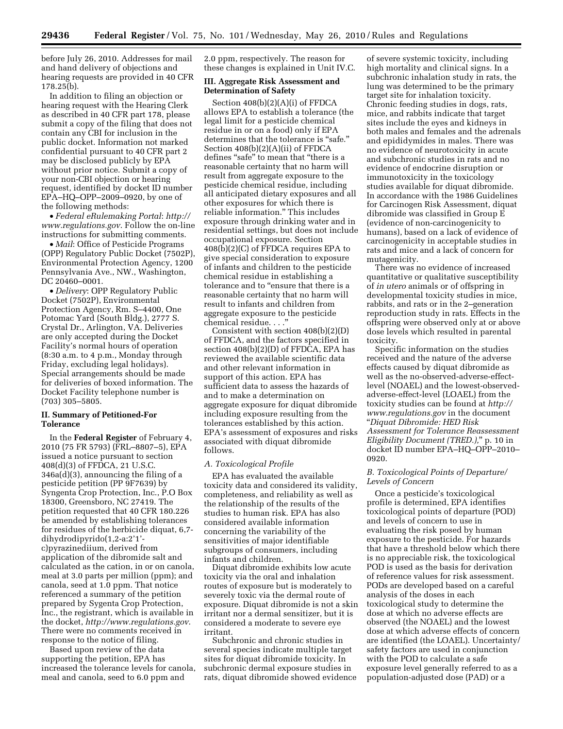before July 26, 2010. Addresses for mail and hand delivery of objections and hearing requests are provided in 40 CFR 178.25(b).

In addition to filing an objection or hearing request with the Hearing Clerk as described in 40 CFR part 178, please submit a copy of the filing that does not contain any CBI for inclusion in the public docket. Information not marked confidential pursuant to 40 CFR part 2 may be disclosed publicly by EPA without prior notice. Submit a copy of your non-CBI objection or hearing request, identified by docket ID number EPA–HQ–OPP–2009–0920, by one of the following methods:

- *Federal eRulemaking Portal*: *http://www.regulations.gov*. Follow the on-line instructions for submitting comments.
- *Mail*: Office of Pesticide Programs (OPP) Regulatory Public Docket (7502P), Environmental Protection Agency, 1200 Pennsylvania Ave., NW., Washington, DC 20460–0001.
- *Delivery*: OPP Regulatory Public Docket (7502P), Environmental Protection Agency, Rm. S–4400, One Potomac Yard (South Bldg.), 2777 S. Crystal Dr., Arlington, VA. Deliveries are only accepted during the Docket Facility's normal hours of operation (8:30 a.m. to 4 p.m., Monday through Friday, excluding legal holidays). Special arrangements should be made for deliveries of boxed information. The Docket Facility telephone number is (703) 305–5805.

## II. Summary of Petitioned-For Tolerance

In the **Federal Register** of February 4, 2010 (75 FR 5793) (FRL–8807–5), EPA issued a notice pursuant to section 408(d)(3) of FFDCA, 21 U.S.C. 346a(d)(3), announcing the filing of a pesticide petition (PP 9F7639) by Syngenta Crop Protection, Inc., P.O Box 18300, Greensboro, NC 27419. The petition requested that 40 CFR 180.226 be amended by establishing tolerances for residues of the herbicide diquat, 6,7-dihydrodipyrido(1,2-a:2'1'-c)pyrazinediium, derived from application of the dibromide salt and calculated as the cation, in or on canola, meal at 3.0 parts per million (ppm); and canola, seed at 1.0 ppm. That notice referenced a summary of the petition prepared by Sygenta Crop Protection, Inc., the registrant, which is available in the docket, *http://www.regulations.gov*. There were no comments received in response to the notice of filing.

Based upon review of the data supporting the petition, EPA has increased the tolerance levels for canola, meal and canola, seed to 6.0 ppm and 2.0 ppm, respectively. The reason for these changes is explained in Unit IV.C.

## III. Aggregate Risk Assessment and Determination of Safety

Section 408(b)(2)(A)(i) of FFDCA allows EPA to establish a tolerance (the legal limit for a pesticide chemical residue in or on a food) only if EPA determines that the tolerance is "safe." Section 408(b)(2)(A)(ii) of FFDCA defines "safe" to mean that "there is a reasonable certainty that no harm will result from aggregate exposure to the pesticide chemical residue, including all anticipated dietary exposures and all other exposures for which there is reliable information." This includes exposure through drinking water and in residential settings, but does not include occupational exposure. Section 408(b)(2)(C) of FFDCA requires EPA to give special consideration to exposure of infants and children to the pesticide chemical residue in establishing a tolerance and to "ensure that there is a reasonable certainty that no harm will result to infants and children from aggregate exposure to the pesticide chemical residue. . . ."

Consistent with section 408(b)(2)(D) of FFDCA, and the factors specified in section 408(b)(2)(D) of FFDCA, EPA has reviewed the available scientific data and other relevant information in support of this action. EPA has sufficient data to assess the hazards of and to make a determination on aggregate exposure for diquat dibromide including exposure resulting from the tolerances established by this action. EPA's assessment of exposures and risks associated with diquat dibromide follows.

### A. Toxicological Profile

EPA has evaluated the available toxicity data and considered its validity, completeness, and reliability as well as the relationship of the results of the studies to human risk. EPA has also considered available information concerning the variability of the sensitivities of major identifiable subgroups of consumers, including infants and children.

Diquat dibromide exhibits low acute toxicity via the oral and inhalation routes of exposure but is moderately to severely toxic via the dermal route of exposure. Diquat dibromide is not a skin irritant nor a dermal sensitizer, but it is considered a moderate to severe eye irritant.

Subchronic and chronic studies in several species indicate multiple target sites for diquat dibromide toxicity. In subchronic dermal exposure studies in rats, diquat dibromide showed evidence of severe systemic toxicity, including high mortality and clinical signs. In a subchronic inhalation study in rats, the lung was determined to be the primary target site for inhalation toxicity. Chronic feeding studies in dogs, rats, mice, and rabbits indicate that target sites include the eyes and kidneys in both males and females and the adrenals and epididymides in males. There was no evidence of neurotoxicity in acute and subchronic studies in rats and no evidence of endocrine disruption or immunotoxicity in the toxicology studies available for diquat dibromide. In accordance with the 1986 Guidelines for Carcinogen Risk Assessment, diquat dibromide was classified in Group E (evidence of non-carcinogenicity to humans), based on a lack of evidence of carcinogenicity in acceptable studies in rats and mice and a lack of concern for mutagenicity.

There was no evidence of increased quantitative or qualitative susceptibility of *in utero* animals or of offspring in developmental toxicity studies in mice, rabbits, and rats or in the 2–generation reproduction study in rats. Effects in the offspring were observed only at or above dose levels which resulted in parental toxicity.

Specific information on the studies received and the nature of the adverse effects caused by diquat dibromide as well as the no-observed-adverse-effect-level (NOAEL) and the lowest-observed-adverse-effect-level (LOAEL) from the toxicity studies can be found at *http://www.regulations.gov* in the document "*Diquat Dibromide: HED Risk Assessment for Tolerance Reassessment Eligibility Document (TRED.),*" p. 10 in docket ID number EPA–HQ–OPP–2010–0920.

### B. Toxicological Points of Departure/ Levels of Concern

Once a pesticide's toxicological profile is determined, EPA identifies toxicological points of departure (POD) and levels of concern to use in evaluating the risk posed by human exposure to the pesticide. For hazards that have a threshold below which there is no appreciable risk, the toxicological POD is used as the basis for derivation of reference values for risk assessment. PODs are developed based on a careful analysis of the doses in each toxicological study to determine the dose at which no adverse effects are observed (the NOAEL) and the lowest dose at which adverse effects of concern are identified (the LOAEL). Uncertainty/ safety factors are used in conjunction with the POD to calculate a safe exposure level generally referred to as a population-adjusted dose (PAD) or a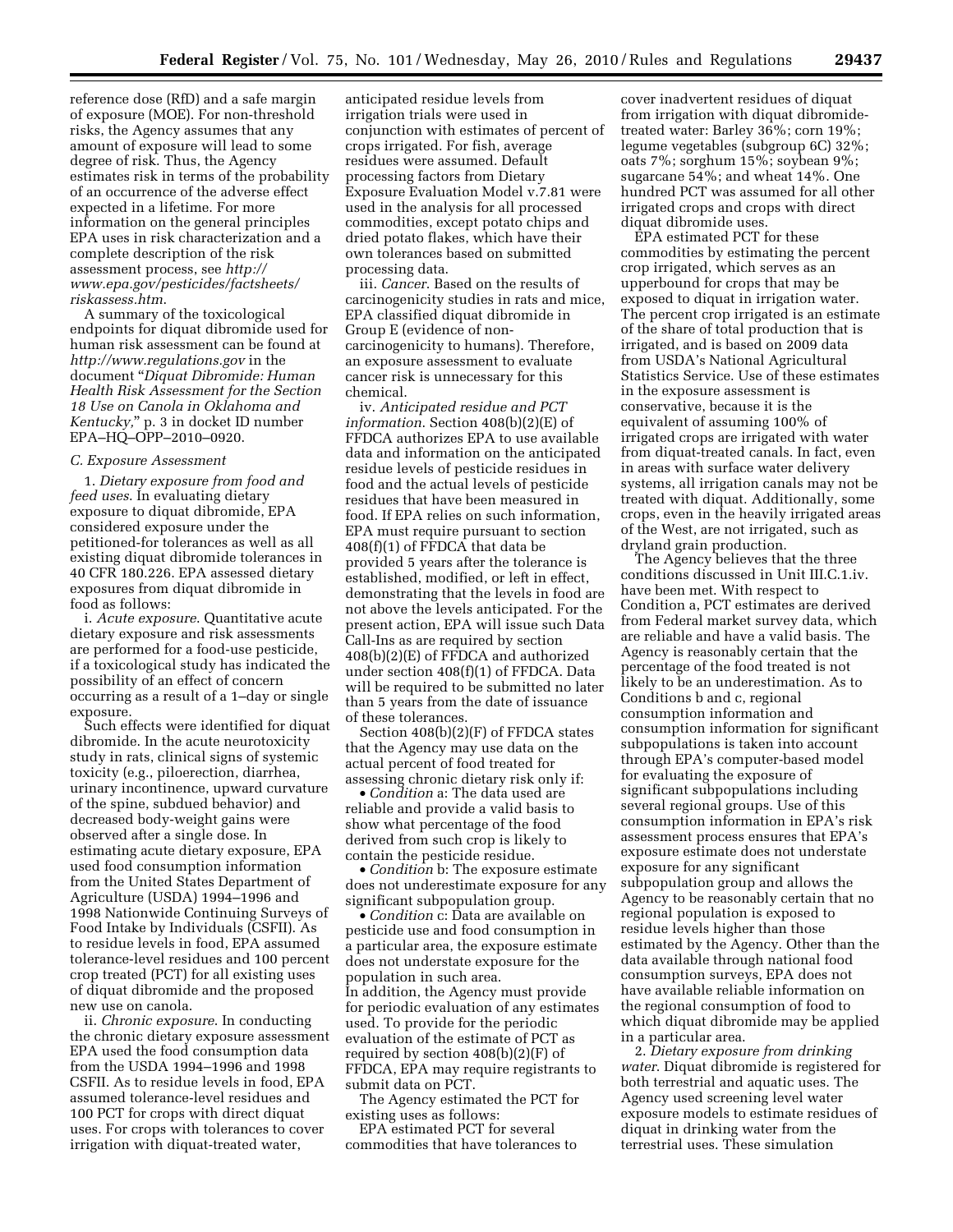reference dose (RfD) and a safe margin of exposure (MOE). For non-threshold risks, the Agency assumes that any amount of exposure will lead to some degree of risk. Thus, the Agency estimates risk in terms of the probability of an occurrence of the adverse effect expected in a lifetime. For more information on the general principles EPA uses in risk characterization and a complete description of the risk assessment process, see *http://www.epa.gov/pesticides/factsheets/riskassess.htm*.

A summary of the toxicological endpoints for diquat dibromide used for human risk assessment can be found at *http://www.regulations.gov* in the document "*Diquat Dibromide: Human Health Risk Assessment for the Section 18 Use on Canola in Oklahoma and Kentucky*," p. 3 in docket ID number EPA–HQ–OPP–2010–0920.

### *C. Exposure Assessment*

1. *Dietary exposure from food and feed uses*. In evaluating dietary exposure to diquat dibromide, EPA considered exposure under the petitioned-for tolerances as well as all existing diquat dibromide tolerances in 40 CFR 180.226. EPA assessed dietary exposures from diquat dibromide in food as follows:

i. *Acute exposure*. Quantitative acute dietary exposure and risk assessments are performed for a food-use pesticide, if a toxicological study has indicated the possibility of an effect of concern occurring as a result of a 1–day or single exposure.

Such effects were identified for diquat dibromide. In the acute neurotoxicity study in rats, clinical signs of systemic toxicity (e.g., piloerection, diarrhea, urinary incontinence, upward curvature of the spine, subdued behavior) and decreased body-weight gains were observed after a single dose. In estimating acute dietary exposure, EPA used food consumption information from the United States Department of Agriculture (USDA) 1994–1996 and 1998 Nationwide Continuing Surveys of Food Intake by Individuals (CSFII). As to residue levels in food, EPA assumed tolerance-level residues and 100 percent crop treated (PCT) for all existing uses of diquat dibromide and the proposed new use on canola.

ii. *Chronic exposure*. In conducting the chronic dietary exposure assessment EPA used the food consumption data from the USDA 1994–1996 and 1998 CSFII. As to residue levels in food, EPA assumed tolerance-level residues and 100 PCT for crops with direct diquat uses. For crops with tolerances to cover irrigation with diquat-treated water, anticipated residue levels from irrigation trials were used in conjunction with estimates of percent of crops irrigated. For fish, average residues were assumed. Default processing factors from Dietary Exposure Evaluation Model v.7.81 were used in the analysis for all processed commodities, except potato chips and dried potato flakes, which have their own tolerances based on submitted processing data.

iii. *Cancer*. Based on the results of carcinogenicity studies in rats and mice, EPA classified diquat dibromide in Group E (evidence of non-carcinogenicity to humans). Therefore, an exposure assessment to evaluate cancer risk is unnecessary for this chemical.

iv. *Anticipated residue and PCT information*. Section 408(b)(2)(E) of FFDCA authorizes EPA to use available data and information on the anticipated residue levels of pesticide residues in food and the actual levels of pesticide residues that have been measured in food. If EPA relies on such information, EPA must require pursuant to section 408(f)(1) of FFDCA that data be provided 5 years after the tolerance is established, modified, or left in effect, demonstrating that the levels in food are not above the levels anticipated. For the present action, EPA will issue such Data Call-Ins as are required by section 408(b)(2)(E) of FFDCA and authorized under section 408(f)(1) of FFDCA. Data will be required to be submitted no later than 5 years from the date of issuance of these tolerances.

Section 408(b)(2)(F) of FFDCA states that the Agency may use data on the actual percent of food treated for assessing chronic dietary risk only if:

- *Condition* a: The data used are reliable and provide a valid basis to show what percentage of the food derived from such crop is likely to contain the pesticide residue.
- *Condition* b: The exposure estimate does not underestimate exposure for any significant subpopulation group.
- *Condition* c: Data are available on pesticide use and food consumption in a particular area, the exposure estimate does not understate exposure for the population in such area.

In addition, the Agency must provide for periodic evaluation of any estimates used. To provide for the periodic evaluation of the estimate of PCT as required by section 408(b)(2)(F) of FFDCA, EPA may require registrants to submit data on PCT.

The Agency estimated the PCT for existing uses as follows:

EPA estimated PCT for several commodities that have tolerances to cover inadvertent residues of diquat from irrigation with diquat dibromide-treated water: Barley 36%; corn 19%; legume vegetables (subgroup 6C) 32%; oats 7%; sorghum 15%; soybean 9%; sugarcane 54%; and wheat 14%. One hundred PCT was assumed for all other irrigated crops and crops with direct diquat dibromide uses.

EPA estimated PCT for these commodities by estimating the percent crop irrigated, which serves as an upperbound for crops that may be exposed to diquat in irrigation water. The percent crop irrigated is an estimate of the share of total production that is irrigated, and is based on 2009 data from USDA's National Agricultural Statistics Service. Use of these estimates in the exposure assessment is conservative, because it is the equivalent of assuming 100% of irrigated crops are irrigated with water from diquat-treated canals. In fact, even in areas with surface water delivery systems, all irrigation canals may not be treated with diquat. Additionally, some crops, even in the heavily irrigated areas of the West, are not irrigated, such as dryland grain production.

The Agency believes that the three conditions discussed in Unit III.C.1.iv. have been met. With respect to Condition a, PCT estimates are derived from Federal market survey data, which are reliable and have a valid basis. The Agency is reasonably certain that the percentage of the food treated is not likely to be an underestimation. As to Conditions b and c, regional consumption information and consumption information for significant subpopulations is taken into account through EPA's computer-based model for evaluating the exposure of significant subpopulations including several regional groups. Use of this consumption information in EPA's risk assessment process ensures that EPA's exposure estimate does not understate exposure for any significant subpopulation group and allows the Agency to be reasonably certain that no regional population is exposed to residue levels higher than those estimated by the Agency. Other than the data available through national food consumption surveys, EPA does not have available reliable information on the regional consumption of food to which diquat dibromide may be applied in a particular area.

2. *Dietary exposure from drinking water*. Diquat dibromide is registered for both terrestrial and aquatic uses. The Agency used screening level water exposure models to estimate residues of diquat in drinking water from the terrestrial uses. These simulation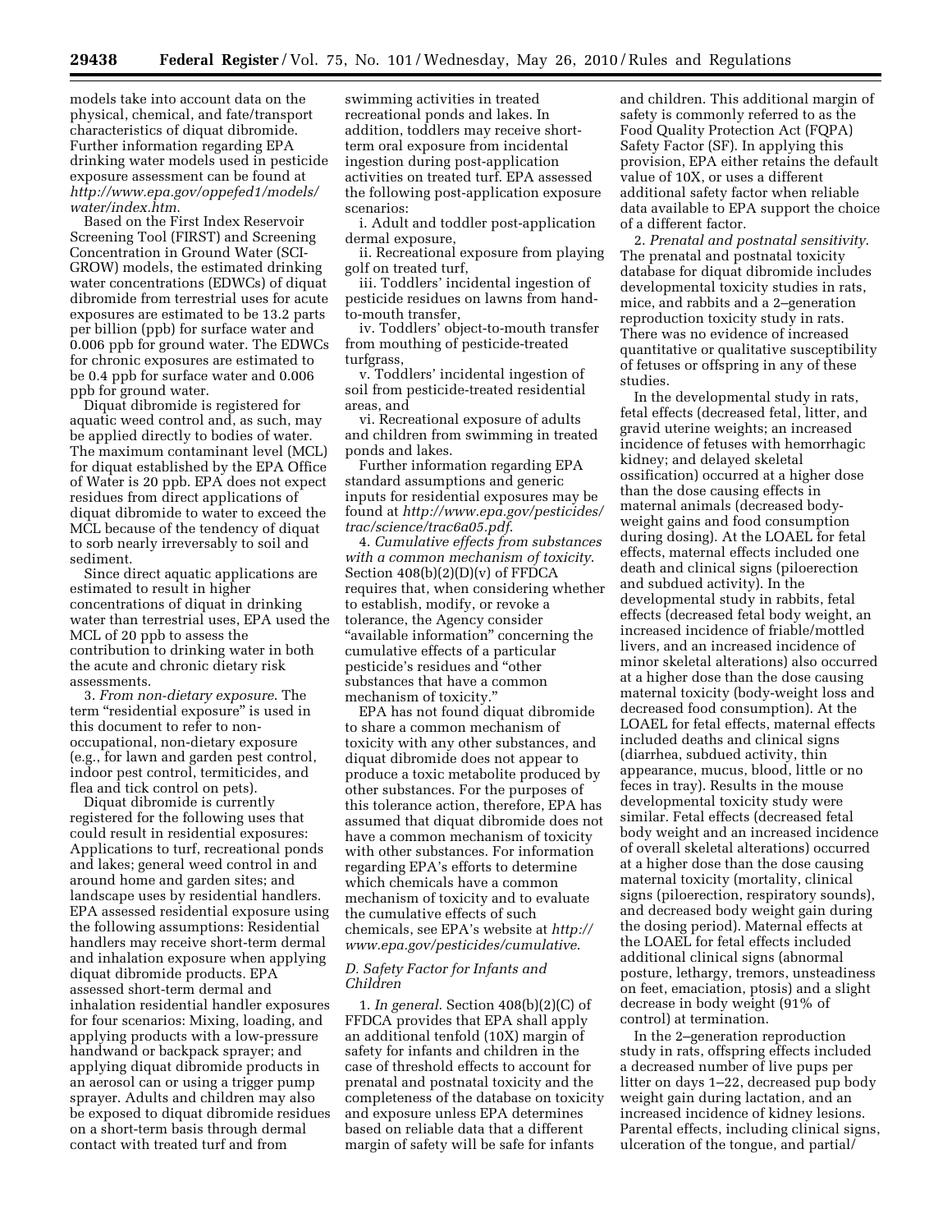models take into account data on the physical, chemical, and fate/transport characteristics of diquat dibromide. Further information regarding EPA drinking water models used in pesticide exposure assessment can be found at *http://www.epa.gov/oppefed1/models/water/index.htm*.

Based on the First Index Reservoir Screening Tool (FIRST) and Screening Concentration in Ground Water (SCI-GROW) models, the estimated drinking water concentrations (EDWCs) of diquat dibromide from terrestrial uses for acute exposures are estimated to be 13.2 parts per billion (ppb) for surface water and 0.006 ppb for ground water. The EDWCs for chronic exposures are estimated to be 0.4 ppb for surface water and 0.006 ppb for ground water.

Diquat dibromide is registered for aquatic weed control and, as such, may be applied directly to bodies of water. The maximum contaminant level (MCL) for diquat established by the EPA Office of Water is 20 ppb. EPA does not expect residues from direct applications of diquat dibromide to water to exceed the MCL because of the tendency of diquat to sorb nearly irreversably to soil and sediment.

Since direct aquatic applications are estimated to result in higher concentrations of diquat in drinking water than terrestrial uses, EPA used the MCL of 20 ppb to assess the contribution to drinking water in both the acute and chronic dietary risk assessments.

3. *From non-dietary exposure*. The term "residential exposure" is used in this document to refer to non-occupational, non-dietary exposure (e.g., for lawn and garden pest control, indoor pest control, termiticides, and flea and tick control on pets).

Diquat dibromide is currently registered for the following uses that could result in residential exposures: Applications to turf, recreational ponds and lakes; general weed control in and around home and garden sites; and landscape uses by residential handlers. EPA assessed residential exposure using the following assumptions: Residential handlers may receive short-term dermal and inhalation exposure when applying diquat dibromide products. EPA assessed short-term dermal and inhalation residential handler exposures for four scenarios: Mixing, loading, and applying products with a low-pressure handwand or backpack sprayer; and applying diquat dibromide products in an aerosol can or using a trigger pump sprayer. Adults and children may also be exposed to diquat dibromide residues on a short-term basis through dermal contact with treated turf and from swimming activities in treated recreational ponds and lakes. In addition, toddlers may receive short-term oral exposure from incidental ingestion during post-application activities on treated turf. EPA assessed the following post-application exposure scenarios:

i. Adult and toddler post-application dermal exposure,

ii. Recreational exposure from playing golf on treated turf,

iii. Toddlers' incidental ingestion of pesticide residues on lawns from hand-to-mouth transfer,

iv. Toddlers' object-to-mouth transfer from mouthing of pesticide-treated turfgrass,

v. Toddlers' incidental ingestion of soil from pesticide-treated residential areas, and

vi. Recreational exposure of adults and children from swimming in treated ponds and lakes.

Further information regarding EPA standard assumptions and generic inputs for residential exposures may be found at *http://www.epa.gov/pesticides/trac/science/trac6a05.pdf*.

4. *Cumulative effects from substances with a common mechanism of toxicity*. Section 408(b)(2)(D)(v) of FFDCA requires that, when considering whether to establish, modify, or revoke a tolerance, the Agency consider "available information" concerning the cumulative effects of a particular pesticide's residues and "other substances that have a common mechanism of toxicity."

EPA has not found diquat dibromide to share a common mechanism of toxicity with any other substances, and diquat dibromide does not appear to produce a toxic metabolite produced by other substances. For the purposes of this tolerance action, therefore, EPA has assumed that diquat dibromide does not have a common mechanism of toxicity with other substances. For information regarding EPA's efforts to determine which chemicals have a common mechanism of toxicity and to evaluate the cumulative effects of such chemicals, see EPA's website at *http://www.epa.gov/pesticides/cumulative*.

### *D. Safety Factor for Infants and Children*

1. *In general*. Section 408(b)(2)(C) of FFDCA provides that EPA shall apply an additional tenfold (10X) margin of safety for infants and children in the case of threshold effects to account for prenatal and postnatal toxicity and the completeness of the database on toxicity and exposure unless EPA determines based on reliable data that a different margin of safety will be safe for infants and children. This additional margin of safety is commonly referred to as the Food Quality Protection Act (FQPA) Safety Factor (SF). In applying this provision, EPA either retains the default value of 10X, or uses a different additional safety factor when reliable data available to EPA support the choice of a different factor.

2. *Prenatal and postnatal sensitivity*. The prenatal and postnatal toxicity database for diquat dibromide includes developmental toxicity studies in rats, mice, and rabbits and a 2–generation reproduction toxicity study in rats. There was no evidence of increased quantitative or qualitative susceptibility of fetuses or offspring in any of these studies.

In the developmental study in rats, fetal effects (decreased fetal, litter, and gravid uterine weights; an increased incidence of fetuses with hemorrhagic kidney; and delayed skeletal ossification) occurred at a higher dose than the dose causing effects in maternal animals (decreased body-weight gains and food consumption during dosing). At the LOAEL for fetal effects, maternal effects included one death and clinical signs (piloerection and subdued activity). In the developmental study in rabbits, fetal effects (decreased fetal body weight, an increased incidence of friable/mottled livers, and an increased incidence of minor skeletal alterations) also occurred at a higher dose than the dose causing maternal toxicity (body-weight loss and decreased food consumption). At the LOAEL for fetal effects, maternal effects included deaths and clinical signs (diarrhea, subdued activity, thin appearance, mucus, blood, little or no feces in tray). Results in the mouse developmental toxicity study were similar. Fetal effects (decreased fetal body weight and an increased incidence of overall skeletal alterations) occurred at a higher dose than the dose causing maternal toxicity (mortality, clinical signs (piloerection, respiratory sounds), and decreased body weight gain during the dosing period). Maternal effects at the LOAEL for fetal effects included additional clinical signs (abnormal posture, lethargy, tremors, unsteadiness on feet, emaciation, ptosis) and a slight decrease in body weight (91% of control) at termination.

In the 2–generation reproduction study in rats, offspring effects included a decreased number of live pups per litter on days 1–22, decreased pup body weight gain during lactation, and an increased incidence of kidney lesions. Parental effects, including clinical signs, ulceration of the tongue, and partial/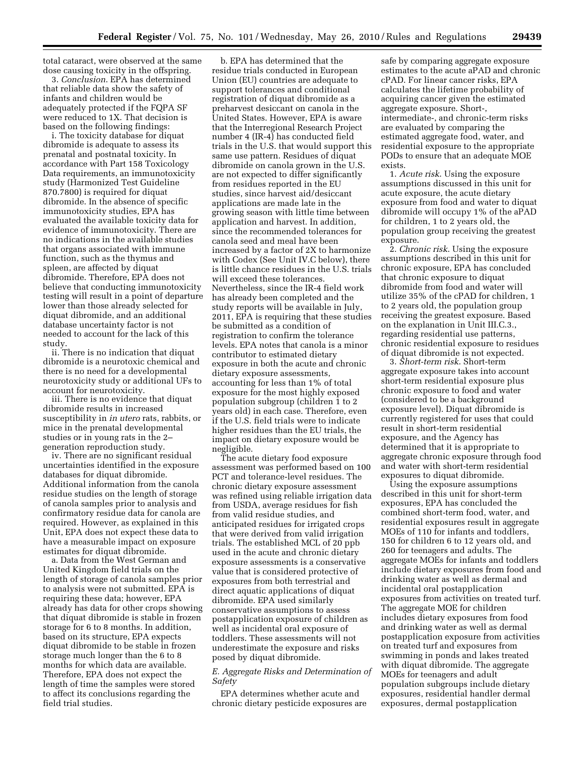total cataract, were observed at the same dose causing toxicity in the offspring.

3. *Conclusion*. EPA has determined that reliable data show the safety of infants and children would be adequately protected if the FQPA SF were reduced to 1X. That decision is based on the following findings:

i. The toxicity database for diquat dibromide is adequate to assess its prenatal and postnatal toxicity. In accordance with Part 158 Toxicology Data requirements, an immunotoxicity study (Harmonized Test Guideline 870.7800) is required for diquat dibromide. In the absence of specific immunotoxicity studies, EPA has evaluated the available toxicity data for evidence of immunotoxicity. There are no indications in the available studies that organs associated with immune function, such as the thymus and spleen, are affected by diquat dibromide. Therefore, EPA does not believe that conducting immunotoxicity testing will result in a point of departure lower than those already selected for diquat dibromide, and an additional database uncertainty factor is not needed to account for the lack of this study.

ii. There is no indication that diquat dibromide is a neurotoxic chemical and there is no need for a developmental neurotoxicity study or additional UFs to account for neurotoxicity.

iii. There is no evidence that diquat dibromide results in increased susceptibility in *in utero* rats, rabbits, or mice in the prenatal developmental studies or in young rats in the 2–generation reproduction study.

iv. There are no significant residual uncertainties identified in the exposure databases for diquat dibromide. Additional information from the canola residue studies on the length of storage of canola samples prior to analysis and confirmatory residue data for canola are required. However, as explained in this Unit, EPA does not expect these data to have a measurable impact on exposure estimates for diquat dibromide.

a. Data from the West German and United Kingdom field trials on the length of storage of canola samples prior to analysis were not submitted. EPA is requiring these data; however, EPA already has data for other crops showing that diquat dibromide is stable in frozen storage for 6 to 8 months. In addition, based on its structure, EPA expects diquat dibromide to be stable in frozen storage much longer than the 6 to 8 months for which data are available. Therefore, EPA does not expect the length of time the samples were stored to affect its conclusions regarding the field trial studies.

b. EPA has determined that the residue trials conducted in European Union (EU) countries are adequate to support tolerances and conditional registration of diquat dibromide as a preharvest desiccant on canola in the United States. However, EPA is aware that the Interregional Research Project number 4 (IR-4) has conducted field trials in the U.S. that would support this same use pattern. Residues of diquat dibromide on canola grown in the U.S. are not expected to differ significantly from residues reported in the EU studies, since harvest aid/desiccant applications are made late in the growing season with little time between application and harvest. In addition, since the recommended tolerances for canola seed and meal have been increased by a factor of 2X to harmonize with Codex (See Unit IV.C below), there is little chance residues in the U.S. trials will exceed these tolerances. Nevertheless, since the IR-4 field work has already been completed and the study reports will be available in July, 2011, EPA is requiring that these studies be submitted as a condition of registration to confirm the tolerance levels. EPA notes that canola is a minor contributor to estimated dietary exposure in both the acute and chronic dietary exposure assessments, accounting for less than 1% of total exposure for the most highly exposed population subgroup (children 1 to 2 years old) in each case. Therefore, even if the U.S. field trials were to indicate higher residues than the EU trials, the impact on dietary exposure would be negligible.

The acute dietary food exposure assessment was performed based on 100 PCT and tolerance-level residues. The chronic dietary exposure assessment was refined using reliable irrigation data from USDA, average residues for fish from valid residue studies, and anticipated residues for irrigated crops that were derived from valid irrigation trials. The established MCL of 20 ppb used in the acute and chronic dietary exposure assessments is a conservative value that is considered protective of exposures from both terrestrial and direct aquatic applications of diquat dibromide. EPA used similarly conservative assumptions to assess postapplication exposure of children as well as incidental oral exposure of toddlers. These assessments will not underestimate the exposure and risks posed by diquat dibromide.

### *E. Aggregate Risks and Determination of Safety*

EPA determines whether acute and chronic dietary pesticide exposures are safe by comparing aggregate exposure estimates to the acute aPAD and chronic cPAD. For linear cancer risks, EPA calculates the lifetime probability of acquiring cancer given the estimated aggregate exposure. Short-, intermediate-, and chronic-term risks are evaluated by comparing the estimated aggregate food, water, and residential exposure to the appropriate PODs to ensure that an adequate MOE exists.

1. *Acute risk*. Using the exposure assumptions discussed in this unit for acute exposure, the acute dietary exposure from food and water to diquat dibromide will occupy 1% of the aPAD for children, 1 to 2 years old, the population group receiving the greatest exposure.

2. *Chronic risk*. Using the exposure assumptions described in this unit for chronic exposure, EPA has concluded that chronic exposure to diquat dibromide from food and water will utilize 35% of the cPAD for children, 1 to 2 years old, the population group receiving the greatest exposure. Based on the explanation in Unit III.C.3., regarding residential use patterns, chronic residential exposure to residues of diquat dibromide is not expected.

3. *Short-term risk*. Short-term aggregate exposure takes into account short-term residential exposure plus chronic exposure to food and water (considered to be a background exposure level). Diquat dibromide is currently registered for uses that could result in short-term residential exposure, and the Agency has determined that it is appropriate to aggregate chronic exposure through food and water with short-term residential exposures to diquat dibromide.

Using the exposure assumptions described in this unit for short-term exposures, EPA has concluded the combined short-term food, water, and residential exposures result in aggregate MOEs of 110 for infants and toddlers, 150 for children 6 to 12 years old, and 260 for teenagers and adults. The aggregate MOEs for infants and toddlers include dietary exposures from food and drinking water as well as dermal and incidental oral postapplication exposures from activities on treated turf. The aggregate MOE for children includes dietary exposures from food and drinking water as well as dermal postapplication exposure from activities on treated turf and exposures from swimming in ponds and lakes treated with diquat dibromide. The aggregate MOEs for teenagers and adult population subgroups include dietary exposures, residential handler dermal exposures, dermal postapplication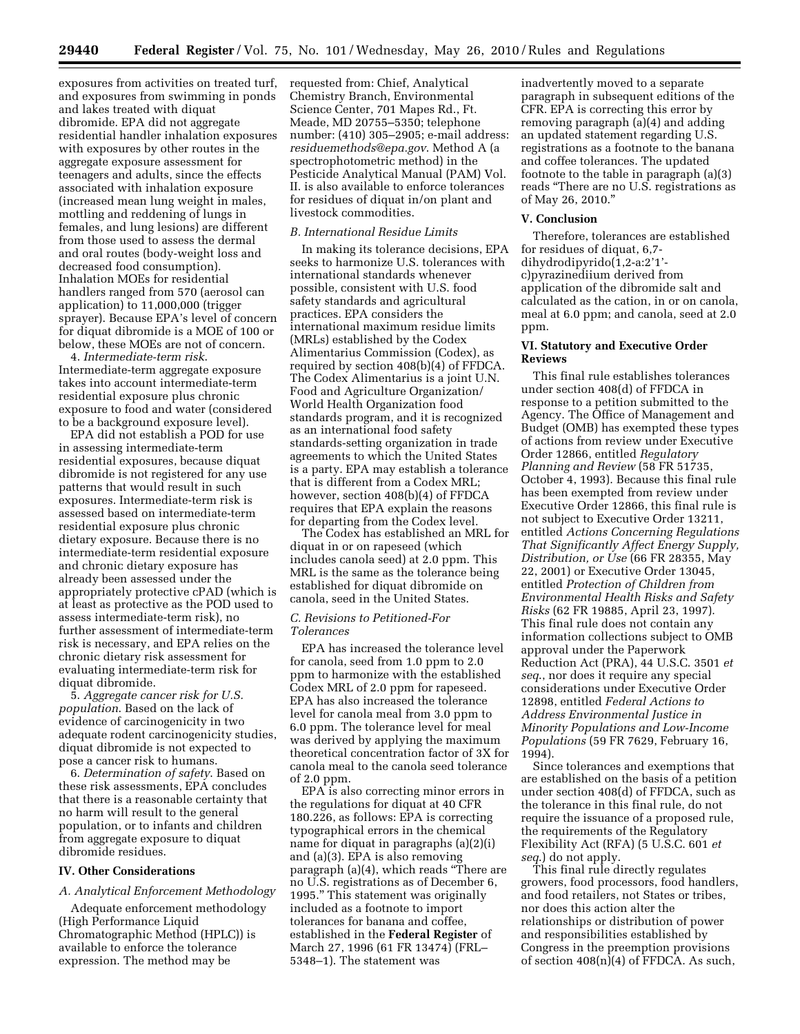exposures from activities on treated turf, and exposures from swimming in ponds and lakes treated with diquat dibromide. EPA did not aggregate residential handler inhalation exposures with exposures by other routes in the aggregate exposure assessment for teenagers and adults, since the effects associated with inhalation exposure (increased mean lung weight in males, mottling and reddening of lungs in females, and lung lesions) are different from those used to assess the dermal and oral routes (body-weight loss and decreased food consumption). Inhalation MOEs for residential handlers ranged from 570 (aerosol can application) to 11,000,000 (trigger sprayer). Because EPA's level of concern for diquat dibromide is a MOE of 100 or below, these MOEs are not of concern.

4. *Intermediate-term risk*. Intermediate-term aggregate exposure takes into account intermediate-term residential exposure plus chronic exposure to food and water (considered to be a background exposure level).

EPA did not establish a POD for use in assessing intermediate-term residential exposures, because diquat dibromide is not registered for any use patterns that would result in such exposures. Intermediate-term risk is assessed based on intermediate-term residential exposure plus chronic dietary exposure. Because there is no intermediate-term residential exposure and chronic dietary exposure has already been assessed under the appropriately protective cPAD (which is at least as protective as the POD used to assess intermediate-term risk), no further assessment of intermediate-term risk is necessary, and EPA relies on the chronic dietary risk assessment for evaluating intermediate-term risk for diquat dibromide.

5. *Aggregate cancer risk for U.S. population*. Based on the lack of evidence of carcinogenicity in two adequate rodent carcinogenicity studies, diquat dibromide is not expected to pose a cancer risk to humans.

6. *Determination of safety*. Based on these risk assessments, EPA concludes that there is a reasonable certainty that no harm will result to the general population, or to infants and children from aggregate exposure to diquat dibromide residues.

## IV. Other Considerations

### *A. Analytical Enforcement Methodology*

Adequate enforcement methodology (High Performance Liquid Chromatographic Method (HPLC)) is available to enforce the tolerance expression. The method may be requested from: Chief, Analytical Chemistry Branch, Environmental Science Center, 701 Mapes Rd., Ft. Meade, MD 20755–5350; telephone number: (410) 305–2905; e-mail address: *residuemethods@epa.gov*. Method A (a spectrophotometric method) in the Pesticide Analytical Manual (PAM) Vol. II. is also available to enforce tolerances for residues of diquat in/on plant and livestock commodities.

### *B. International Residue Limits*

In making its tolerance decisions, EPA seeks to harmonize U.S. tolerances with international standards whenever possible, consistent with U.S. food safety standards and agricultural practices. EPA considers the international maximum residue limits (MRLs) established by the Codex Alimentarius Commission (Codex), as required by section 408(b)(4) of FFDCA. The Codex Alimentarius is a joint U.N. Food and Agriculture Organization/World Health Organization food standards program, and it is recognized as an international food safety standards-setting organization in trade agreements to which the United States is a party. EPA may establish a tolerance that is different from a Codex MRL; however, section 408(b)(4) of FFDCA requires that EPA explain the reasons for departing from the Codex level.

The Codex has established an MRL for diquat in or on rapeseed (which includes canola seed) at 2.0 ppm. This MRL is the same as the tolerance being established for diquat dibromide on canola, seed in the United States.

### *C. Revisions to Petitioned-For Tolerances*

EPA has increased the tolerance level for canola, seed from 1.0 ppm to 2.0 ppm to harmonize with the established Codex MRL of 2.0 ppm for rapeseed. EPA has also increased the tolerance level for canola meal from 3.0 ppm to 6.0 ppm. The tolerance level for meal was derived by applying the maximum theoretical concentration factor of 3X for canola meal to the canola seed tolerance of 2.0 ppm.

EPA is also correcting minor errors in the regulations for diquat at 40 CFR 180.226, as follows: EPA is correcting typographical errors in the chemical name for diquat in paragraphs (a)(2)(i) and (a)(3). EPA is also removing paragraph (a)(4), which reads "There are no U.S. registrations as of December 6, 1995." This statement was originally included as a footnote to import tolerances for banana and coffee, established in the **Federal Register** of March 27, 1996 (61 FR 13474) (FRL–5348–1). The statement was inadvertently moved to a separate paragraph in subsequent editions of the CFR. EPA is correcting this error by removing paragraph (a)(4) and adding an updated statement regarding U.S. registrations as a footnote to the banana and coffee tolerances. The updated footnote to the table in paragraph (a)(3) reads "There are no U.S. registrations as of May 26, 2010."

## V. Conclusion

Therefore, tolerances are established for residues of diquat, 6,7-dihydrodipyrido(1,2-a:2'1'-c)pyrazinediium derived from application of the dibromide salt and calculated as the cation, in or on canola, meal at 6.0 ppm; and canola, seed at 2.0 ppm.

## VI. Statutory and Executive Order Reviews

This final rule establishes tolerances under section 408(d) of FFDCA in response to a petition submitted to the Agency. The Office of Management and Budget (OMB) has exempted these types of actions from review under Executive Order 12866, entitled *Regulatory Planning and Review* (58 FR 51735, October 4, 1993). Because this final rule has been exempted from review under Executive Order 12866, this final rule is not subject to Executive Order 13211, entitled *Actions Concerning Regulations That Significantly Affect Energy Supply, Distribution, or Use* (66 FR 28355, May 22, 2001) or Executive Order 13045, entitled *Protection of Children from Environmental Health Risks and Safety Risks* (62 FR 19885, April 23, 1997). This final rule does not contain any information collections subject to OMB approval under the Paperwork Reduction Act (PRA), 44 U.S.C. 3501 *et seq.*, nor does it require any special considerations under Executive Order 12898, entitled *Federal Actions to Address Environmental Justice in Minority Populations and Low-Income Populations* (59 FR 7629, February 16, 1994).

Since tolerances and exemptions that are established on the basis of a petition under section 408(d) of FFDCA, such as the tolerance in this final rule, do not require the issuance of a proposed rule, the requirements of the Regulatory Flexibility Act (RFA) (5 U.S.C. 601 *et seq.*) do not apply.

This final rule directly regulates growers, food processors, food handlers, and food retailers, not States or tribes, nor does this action alter the relationships or distribution of power and responsibilities established by Congress in the preemption provisions of section 408(n)(4) of FFDCA. As such,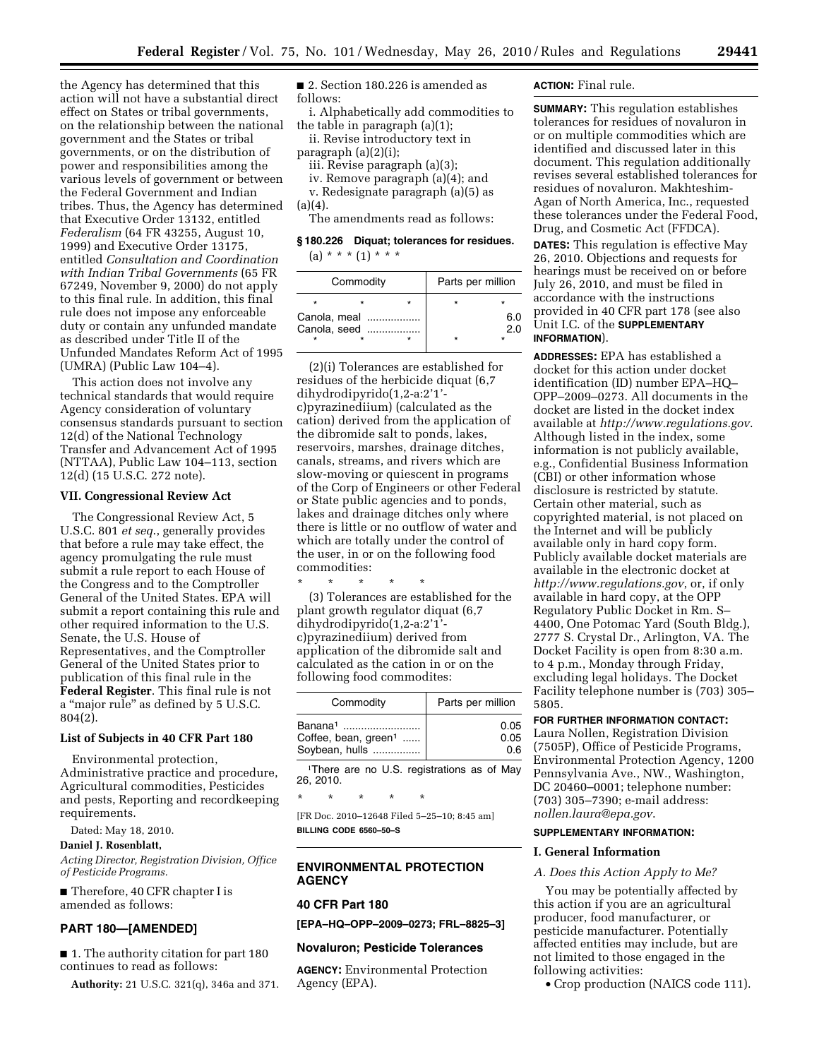the Agency has determined that this action will not have a substantial direct effect on States or tribal governments, on the relationship between the national government and the States or tribal governments, or on the distribution of power and responsibilities among the various levels of government or between the Federal Government and Indian tribes. Thus, the Agency has determined that Executive Order 13132, entitled *Federalism* (64 FR 43255, August 10, 1999) and Executive Order 13175, entitled *Consultation and Coordination with Indian Tribal Governments* (65 FR 67249, November 9, 2000) do not apply to this final rule. In addition, this final rule does not impose any enforceable duty or contain any unfunded mandate as described under Title II of the Unfunded Mandates Reform Act of 1995 (UMRA) (Public Law 104–4).

This action does not involve any technical standards that would require Agency consideration of voluntary consensus standards pursuant to section 12(d) of the National Technology Transfer and Advancement Act of 1995 (NTTAA), Public Law 104–113, section 12(d) (15 U.S.C. 272 note).

## VII. Congressional Review Act

The Congressional Review Act, 5 U.S.C. 801 *et seq.*, generally provides that before a rule may take effect, the agency promulgating the rule must submit a rule report to each House of the Congress and to the Comptroller General of the United States. EPA will submit a report containing this rule and other required information to the U.S. Senate, the U.S. House of Representatives, and the Comptroller General of the United States prior to publication of this final rule in the **Federal Register**. This final rule is not a "major rule" as defined by 5 U.S.C. 804(2).

### List of Subjects in 40 CFR Part 180

Environmental protection, Administrative practice and procedure, Agricultural commodities, Pesticides and pests, Reporting and recordkeeping requirements.

Dated: May 18, 2010.

**Daniel J. Rosenblatt,**

*Acting Director, Registration Division, Office of Pesticide Programs.*

■ Therefore, 40 CFR chapter I is amended as follows:

## PART 180—[AMENDED]

■ 1. The authority citation for part 180 continues to read as follows:

**Authority:** 21 U.S.C. 321(q), 346a and 371.

■ 2. Section 180.226 is amended as follows:

i. Alphabetically add commodities to the table in paragraph (a)(1);

ii. Revise introductory text in paragraph (a)(2)(i);

iii. Revise paragraph (a)(3);

iv. Remove paragraph (a)(4); and

v. Redesignate paragraph (a)(5) as (a)(4).

The amendments read as follows:

### § 180.226 Diquat; tolerances for residues.

(a) * * * (1) * * *

| Commodity | Parts per million |
|---|---|
| * * * | * * |
| Canola, meal | 6.0 |
| Canola, seed | 2.0 |
| * * * | * * |

(2)(i) Tolerances are established for residues of the herbicide diquat (6,7 dihydrodipyrido(1,2-a:2'1'-c)pyrazinediium) (calculated as the cation) derived from the application of the dibromide salt to ponds, lakes, reservoirs, marshes, drainage ditches, canals, streams, and rivers which are slow-moving or quiescent in programs of the Corp of Engineers or other Federal or State public agencies and to ponds, lakes and drainage ditches only where there is little or no outflow of water and which are totally under the control of the user, in or on the following food commodities:

\* \* \* \* \*

(3) Tolerances are established for the plant growth regulator diquat (6,7 dihydrodipyrido(1,2-a:2'1'-c)pyrazinediium) derived from application of the dibromide salt and calculated as the cation in or on the following food commodites:

| Commodity | Parts per million |
|---|---|
| Banana[1] | 0.05 |
| Coffee, bean, green[1] | 0.05 |
| Soybean, hulls | 0.6 |

[1]There are no U.S. registrations as of May 26, 2010.

\* \* \* \* \*

[FR Doc. 2010–12648 Filed 5–25–10; 8:45 am]

**BILLING CODE 6560–50–S**

## ENVIRONMENTAL PROTECTION AGENCY

### 40 CFR Part 180

**[EPA–HQ–OPP–2009–0273; FRL–8825–3]**

### Novaluron; Pesticide Tolerances

**AGENCY:** Environmental Protection Agency (EPA).

**ACTION:** Final rule.

**SUMMARY:** This regulation establishes tolerances for residues of novaluron in or on multiple commodities which are identified and discussed later in this document. This regulation additionally revises several established tolerances for residues of novaluron. Makhteshim-Agan of North America, Inc., requested these tolerances under the Federal Food, Drug, and Cosmetic Act (FFDCA).

**DATES:** This regulation is effective May 26, 2010. Objections and requests for hearings must be received on or before July 26, 2010, and must be filed in accordance with the instructions provided in 40 CFR part 178 (see also Unit I.C. of the **SUPPLEMENTARY INFORMATION**).

**ADDRESSES:** EPA has established a docket for this action under docket identification (ID) number EPA–HQ–OPP–2009–0273. All documents in the docket are listed in the docket index available at *http://www.regulations.gov*. Although listed in the index, some information is not publicly available, e.g., Confidential Business Information (CBI) or other information whose disclosure is restricted by statute. Certain other material, such as copyrighted material, is not placed on the Internet and will be publicly available only in hard copy form. Publicly available docket materials are available in the electronic docket at *http://www.regulations.gov*, or, if only available in hard copy, at the OPP Regulatory Public Docket in Rm. S–4400, One Potomac Yard (South Bldg.), 2777 S. Crystal Dr., Arlington, VA. The Docket Facility is open from 8:30 a.m. to 4 p.m., Monday through Friday, excluding legal holidays. The Docket Facility telephone number is (703) 305–5805.

**FOR FURTHER INFORMATION CONTACT:** Laura Nollen, Registration Division (7505P), Office of Pesticide Programs, Environmental Protection Agency, 1200 Pennsylvania Ave., NW., Washington, DC 20460–0001; telephone number: (703) 305–7390; e-mail address: *nollen.laura@epa.gov*.

**SUPPLEMENTARY INFORMATION:**

## I. General Information

### *A. Does this Action Apply to Me?*

You may be potentially affected by this action if you are an agricultural producer, food manufacturer, or pesticide manufacturer. Potentially affected entities may include, but are not limited to those engaged in the following activities:

- Crop production (NAICS code 111).